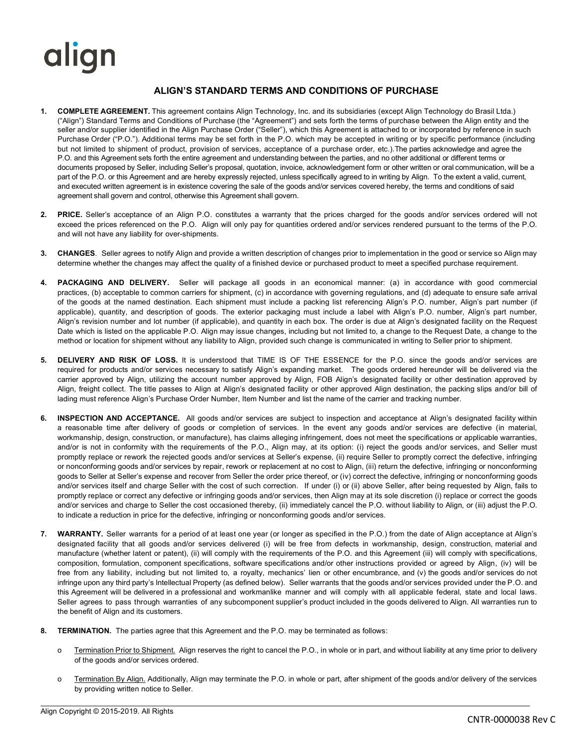# ALIGN'S STANDARD TERMS AND CONDITIONS OF PURCHASE

1. **COMPLETE AGREEMENT.** This agreement contains Align Technology, Inc. and its subsidiaries (except Align Technology do Brasil Ltda.) ("Align") Standard Terms and Conditions of Purchase (the "Agreement") and sets forth the terms of purchase between the Align entity and the seller and/or supplier identified in the Align Purchase Order ("Seller"), which this Agreement is attached to or incorporated by reference in such Purchase Order ("P.O."). Additional terms may be set forth in the P.O. which may be accepted in writing or by specific performance (including but not limited to shipment of product, provision of services, acceptance of a purchase order, etc.).The parties acknowledge and agree the P.O. and this Agreement sets forth the entire agreement and understanding between the parties, and no other additional or different terms or documents proposed by Seller, including Seller's proposal, quotation, invoice, acknowledgement form or other written or oral communication, will be a part of the P.O. or this Agreement and are hereby expressly rejected, unless specifically agreed to in writing by Align. To the extent a valid, current, and executed written agreement is in existence covering the sale of the goods and/or services covered hereby, the terms and conditions of said agreement shall govern and control, otherwise this Agreement shall govern.

2. **PRICE.** Seller's acceptance of an Align P.O. constitutes a warranty that the prices charged for the goods and/or services ordered will not exceed the prices referenced on the P.O. Align will only pay for quantities ordered and/or services rendered pursuant to the terms of the P.O. and will not have any liability for over-shipments.

3. **CHANGES**. Seller agrees to notify Align and provide a written description of changes prior to implementation in the good or service so Align may determine whether the changes may affect the quality of a finished device or purchased product to meet a specified purchase requirement.

4. **PACKAGING AND DELIVERY.** Seller will package all goods in an economical manner: (a) in accordance with good commercial practices, (b) acceptable to common carriers for shipment, (c) in accordance with governing regulations, and (d) adequate to ensure safe arrival of the goods at the named destination. Each shipment must include a packing list referencing Align's P.O. number, Align's part number (if applicable), quantity, and description of goods. The exterior packaging must include a label with Align's P.O. number, Align's part number, Align's revision number and lot number (if applicable), and quantity in each box. The order is due at Align's designated facility on the Request Date which is listed on the applicable P.O. Align may issue changes, including but not limited to, a change to the Request Date, a change to the method or location for shipment without any liability to Align, provided such change is communicated in writing to Seller prior to shipment.

5. **DELIVERY AND RISK OF LOSS.** It is understood that TIME IS OF THE ESSENCE for the P.O. since the goods and/or services are required for products and/or services necessary to satisfy Align's expanding market. The goods ordered hereunder will be delivered via the carrier approved by Align, utilizing the account number approved by Align, FOB Align's designated facility or other destination approved by Align, freight collect. The title passes to Align at Align's designated facility or other approved Align destination, the packing slips and/or bill of lading must reference Align's Purchase Order Number, Item Number and list the name of the carrier and tracking number.

6. **INSPECTION AND ACCEPTANCE.** All goods and/or services are subject to inspection and acceptance at Align's designated facility within a reasonable time after delivery of goods or completion of services. In the event any goods and/or services are defective (in material, workmanship, design, construction, or manufacture), has claims alleging infringement, does not meet the specifications or applicable warranties, and/or is not in conformity with the requirements of the P.O., Align may, at its option: (i) reject the goods and/or services, and Seller must promptly replace or rework the rejected goods and/or services at Seller's expense, (ii) require Seller to promptly correct the defective, infringing or nonconforming goods and/or services by repair, rework or replacement at no cost to Align, (iii) return the defective, infringing or nonconforming goods to Seller at Seller's expense and recover from Seller the order price thereof, or (iv) correct the defective, infringing or nonconforming goods and/or services itself and charge Seller with the cost of such correction. If under (i) or (ii) above Seller, after being requested by Align, fails to promptly replace or correct any defective or infringing goods and/or services, then Align may at its sole discretion (i) replace or correct the goods and/or services and charge to Seller the cost occasioned thereby, (ii) immediately cancel the P.O. without liability to Align, or (iii) adjust the P.O. to indicate a reduction in price for the defective, infringing or nonconforming goods and/or services.

7. **WARRANTY.** Seller warrants for a period of at least one year (or longer as specified in the P.O.) from the date of Align acceptance at Align's designated facility that all goods and/or services delivered (i) will be free from defects in workmanship, design, construction, material and manufacture (whether latent or patent), (ii) will comply with the requirements of the P.O. and this Agreement (iii) will comply with specifications, composition, formulation, component specifications, software specifications and/or other instructions provided or agreed by Align, (iv) will be free from any liability, including but not limited to, a royalty, mechanics' lien or other encumbrance, and (v) the goods and/or services do not infringe upon any third party's Intellectual Property (as defined below). Seller warrants that the goods and/or services provided under the P.O. and this Agreement will be delivered in a professional and workmanlike manner and will comply with all applicable federal, state and local laws. Seller agrees to pass through warranties of any subcomponent supplier's product included in the goods delivered to Align. All warranties run to the benefit of Align and its customers.

8. **TERMINATION.** The parties agree that this Agreement and the P.O. may be terminated as follows:

   - Termination Prior to Shipment. Align reserves the right to cancel the P.O., in whole or in part, and without liability at any time prior to delivery of the goods and/or services ordered.

   - Termination By Align. Additionally, Align may terminate the P.O. in whole or part, after shipment of the goods and/or delivery of the services by providing written notice to Seller.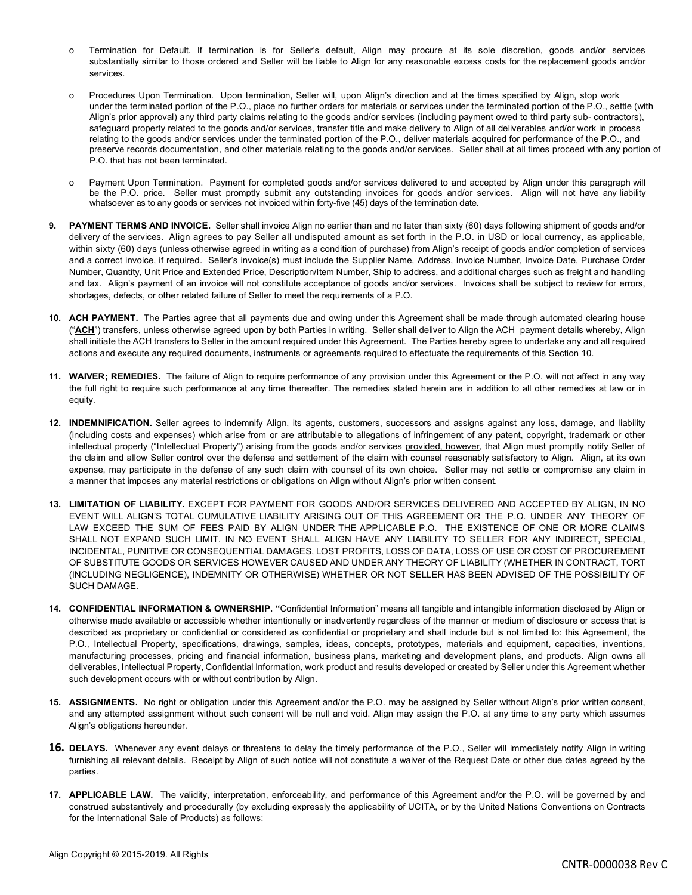- Termination for Default. If termination is for Seller's default, Align may procure at its sole discretion, goods and/or services substantially similar to those ordered and Seller will be liable to Align for any reasonable excess costs for the replacement goods and/or services.

- Procedures Upon Termination. Upon termination, Seller will, upon Align's direction and at the times specified by Align, stop work under the terminated portion of the P.O., place no further orders for materials or services under the terminated portion of the P.O., settle (with Align's prior approval) any third party claims relating to the goods and/or services (including payment owed to third party sub- contractors), safeguard property related to the goods and/or services, transfer title and make delivery to Align of all deliverables and/or work in process relating to the goods and/or services under the terminated portion of the P.O., deliver materials acquired for performance of the P.O., and preserve records documentation, and other materials relating to the goods and/or services. Seller shall at all times proceed with any portion of P.O. that has not been terminated.

- Payment Upon Termination. Payment for completed goods and/or services delivered to and accepted by Align under this paragraph will be the P.O. price. Seller must promptly submit any outstanding invoices for goods and/or services. Align will not have any liability whatsoever as to any goods or services not invoiced within forty-five (45) days of the termination date.

**9. PAYMENT TERMS AND INVOICE.** Seller shall invoice Align no earlier than and no later than sixty (60) days following shipment of goods and/or delivery of the services. Align agrees to pay Seller all undisputed amount as set forth in the P.O. in USD or local currency, as applicable, within sixty (60) days (unless otherwise agreed in writing as a condition of purchase) from Align's receipt of goods and/or completion of services and a correct invoice, if required. Seller's invoice(s) must include the Supplier Name, Address, Invoice Number, Invoice Date, Purchase Order Number, Quantity, Unit Price and Extended Price, Description/Item Number, Ship to address, and additional charges such as freight and handling and tax. Align's payment of an invoice will not constitute acceptance of goods and/or services. Invoices shall be subject to review for errors, shortages, defects, or other related failure of Seller to meet the requirements of a P.O.

**10. ACH PAYMENT.** The Parties agree that all payments due and owing under this Agreement shall be made through automated clearing house ("**ACH**") transfers, unless otherwise agreed upon by both Parties in writing. Seller shall deliver to Align the ACH payment details whereby, Align shall initiate the ACH transfers to Seller in the amount required under this Agreement. The Parties hereby agree to undertake any and all required actions and execute any required documents, instruments or agreements required to effectuate the requirements of this Section 10.

**11. WAIVER; REMEDIES.** The failure of Align to require performance of any provision under this Agreement or the P.O. will not affect in any way the full right to require such performance at any time thereafter. The remedies stated herein are in addition to all other remedies at law or in equity.

**12. INDEMNIFICATION.** Seller agrees to indemnify Align, its agents, customers, successors and assigns against any loss, damage, and liability (including costs and expenses) which arise from or are attributable to allegations of infringement of any patent, copyright, trademark or other intellectual property ("Intellectual Property") arising from the goods and/or services provided, however, that Align must promptly notify Seller of the claim and allow Seller control over the defense and settlement of the claim with counsel reasonably satisfactory to Align. Align, at its own expense, may participate in the defense of any such claim with counsel of its own choice. Seller may not settle or compromise any claim in a manner that imposes any material restrictions or obligations on Align without Align's prior written consent.

**13. LIMITATION OF LIABILITY.** EXCEPT FOR PAYMENT FOR GOODS AND/OR SERVICES DELIVERED AND ACCEPTED BY ALIGN, IN NO EVENT WILL ALIGN'S TOTAL CUMULATIVE LIABILITY ARISING OUT OF THIS AGREEMENT OR THE P.O. UNDER ANY THEORY OF LAW EXCEED THE SUM OF FEES PAID BY ALIGN UNDER THE APPLICABLE P.O. THE EXISTENCE OF ONE OR MORE CLAIMS SHALL NOT EXPAND SUCH LIMIT. IN NO EVENT SHALL ALIGN HAVE ANY LIABILITY TO SELLER FOR ANY INDIRECT, SPECIAL, INCIDENTAL, PUNITIVE OR CONSEQUENTIAL DAMAGES, LOST PROFITS, LOSS OF DATA, LOSS OF USE OR COST OF PROCUREMENT OF SUBSTITUTE GOODS OR SERVICES HOWEVER CAUSED AND UNDER ANY THEORY OF LIABILITY (WHETHER IN CONTRACT, TORT (INCLUDING NEGLIGENCE), INDEMNITY OR OTHERWISE) WHETHER OR NOT SELLER HAS BEEN ADVISED OF THE POSSIBILITY OF SUCH DAMAGE.

**14. CONFIDENTIAL INFORMATION & OWNERSHIP.** "Confidential Information" means all tangible and intangible information disclosed by Align or otherwise made available or accessible whether intentionally or inadvertently regardless of the manner or medium of disclosure or access that is described as proprietary or confidential or considered as confidential or proprietary and shall include but is not limited to: this Agreement, the P.O., Intellectual Property, specifications, drawings, samples, ideas, concepts, prototypes, materials and equipment, capacities, inventions, manufacturing processes, pricing and financial information, business plans, marketing and development plans, and products. Align owns all deliverables, Intellectual Property, Confidential Information, work product and results developed or created by Seller under this Agreement whether such development occurs with or without contribution by Align.

**15. ASSIGNMENTS.** No right or obligation under this Agreement and/or the P.O. may be assigned by Seller without Align's prior written consent, and any attempted assignment without such consent will be null and void. Align may assign the P.O. at any time to any party which assumes Align's obligations hereunder.

**16. DELAYS.** Whenever any event delays or threatens to delay the timely performance of the P.O., Seller will immediately notify Align in writing furnishing all relevant details. Receipt by Align of such notice will not constitute a waiver of the Request Date or other due dates agreed by the parties.

**17. APPLICABLE LAW.** The validity, interpretation, enforceability, and performance of this Agreement and/or the P.O. will be governed by and construed substantively and procedurally (by excluding expressly the applicability of UCITA, or by the United Nations Conventions on Contracts for the International Sale of Products) as follows: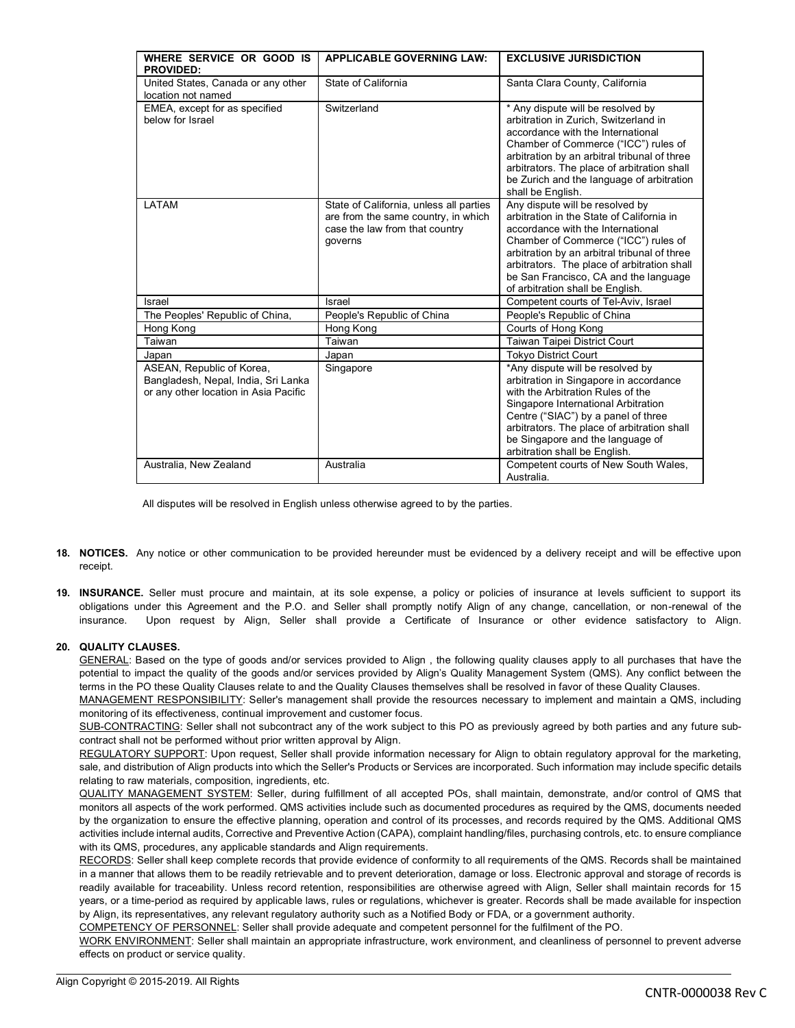| WHERE SERVICE OR GOOD IS PROVIDED: | APPLICABLE GOVERNING LAW: | EXCLUSIVE JURISDICTION |
|---|---|---|
| United States, Canada or any other location not named | State of California | Santa Clara County, California |
| EMEA, except for as specified below for Israel | Switzerland | * Any dispute will be resolved by arbitration in Zurich, Switzerland in accordance with the International Chamber of Commerce ("ICC") rules of arbitration by an arbitral tribunal of three arbitrators. The place of arbitration shall be Zurich and the language of arbitration shall be English. |
| LATAM | State of California, unless all parties are from the same country, in which case the law from that country governs | Any dispute will be resolved by arbitration in the State of California in accordance with the International Chamber of Commerce ("ICC") rules of arbitration by an arbitral tribunal of three arbitrators. The place of arbitration shall be San Francisco, CA and the language of arbitration shall be English. |
| Israel | Israel | Competent courts of Tel-Aviv, Israel |
| The Peoples' Republic of China, | People's Republic of China | People's Republic of China |
| Hong Kong | Hong Kong | Courts of Hong Kong |
| Taiwan | Taiwan | Taiwan Taipei District Court |
| Japan | Japan | Tokyo District Court |
| ASEAN, Republic of Korea, Bangladesh, Nepal, India, Sri Lanka or any other location in Asia Pacific | Singapore | *Any dispute will be resolved by arbitration in Singapore in accordance with the Arbitration Rules of the Singapore International Arbitration Centre ("SIAC") by a panel of three arbitrators. The place of arbitration shall be Singapore and the language of arbitration shall be English. |
| Australia, New Zealand | Australia | Competent courts of New South Wales, Australia. |

All disputes will be resolved in English unless otherwise agreed to by the parties.

18. **NOTICES.** Any notice or other communication to be provided hereunder must be evidenced by a delivery receipt and will be effective upon receipt.

19. **INSURANCE.** Seller must procure and maintain, at its sole expense, a policy or policies of insurance at levels sufficient to support its obligations under this Agreement and the P.O. and Seller shall promptly notify Align of any change, cancellation, or non-renewal of the insurance. Upon request by Align, Seller shall provide a Certificate of Insurance or other evidence satisfactory to Align.

20. **QUALITY CLAUSES.**

GENERAL: Based on the type of goods and/or services provided to Align , the following quality clauses apply to all purchases that have the potential to impact the quality of the goods and/or services provided by Align's Quality Management System (QMS). Any conflict between the terms in the PO these Quality Clauses relate to and the Quality Clauses themselves shall be resolved in favor of these Quality Clauses.

MANAGEMENT RESPONSIBILITY: Seller's management shall provide the resources necessary to implement and maintain a QMS, including monitoring of its effectiveness, continual improvement and customer focus.

SUB-CONTRACTING: Seller shall not subcontract any of the work subject to this PO as previously agreed by both parties and any future sub-contract shall not be performed without prior written approval by Align.

REGULATORY SUPPORT: Upon request, Seller shall provide information necessary for Align to obtain regulatory approval for the marketing, sale, and distribution of Align products into which the Seller's Products or Services are incorporated. Such information may include specific details relating to raw materials, composition, ingredients, etc.

QUALITY MANAGEMENT SYSTEM: Seller, during fulfillment of all accepted POs, shall maintain, demonstrate, and/or control of QMS that monitors all aspects of the work performed. QMS activities include such as documented procedures as required by the QMS, documents needed by the organization to ensure the effective planning, operation and control of its processes, and records required by the QMS. Additional QMS activities include internal audits, Corrective and Preventive Action (CAPA), complaint handling/files, purchasing controls, etc. to ensure compliance with its QMS, procedures, any applicable standards and Align requirements.

RECORDS: Seller shall keep complete records that provide evidence of conformity to all requirements of the QMS. Records shall be maintained in a manner that allows them to be readily retrievable and to prevent deterioration, damage or loss. Electronic approval and storage of records is readily available for traceability. Unless record retention, responsibilities are otherwise agreed with Align, Seller shall maintain records for 15 years, or a time-period as required by applicable laws, rules or regulations, whichever is greater. Records shall be made available for inspection by Align, its representatives, any relevant regulatory authority such as a Notified Body or FDA, or a government authority.

COMPETENCY OF PERSONNEL: Seller shall provide adequate and competent personnel for the fulfilment of the PO.

WORK ENVIRONMENT: Seller shall maintain an appropriate infrastructure, work environment, and cleanliness of personnel to prevent adverse effects on product or service quality.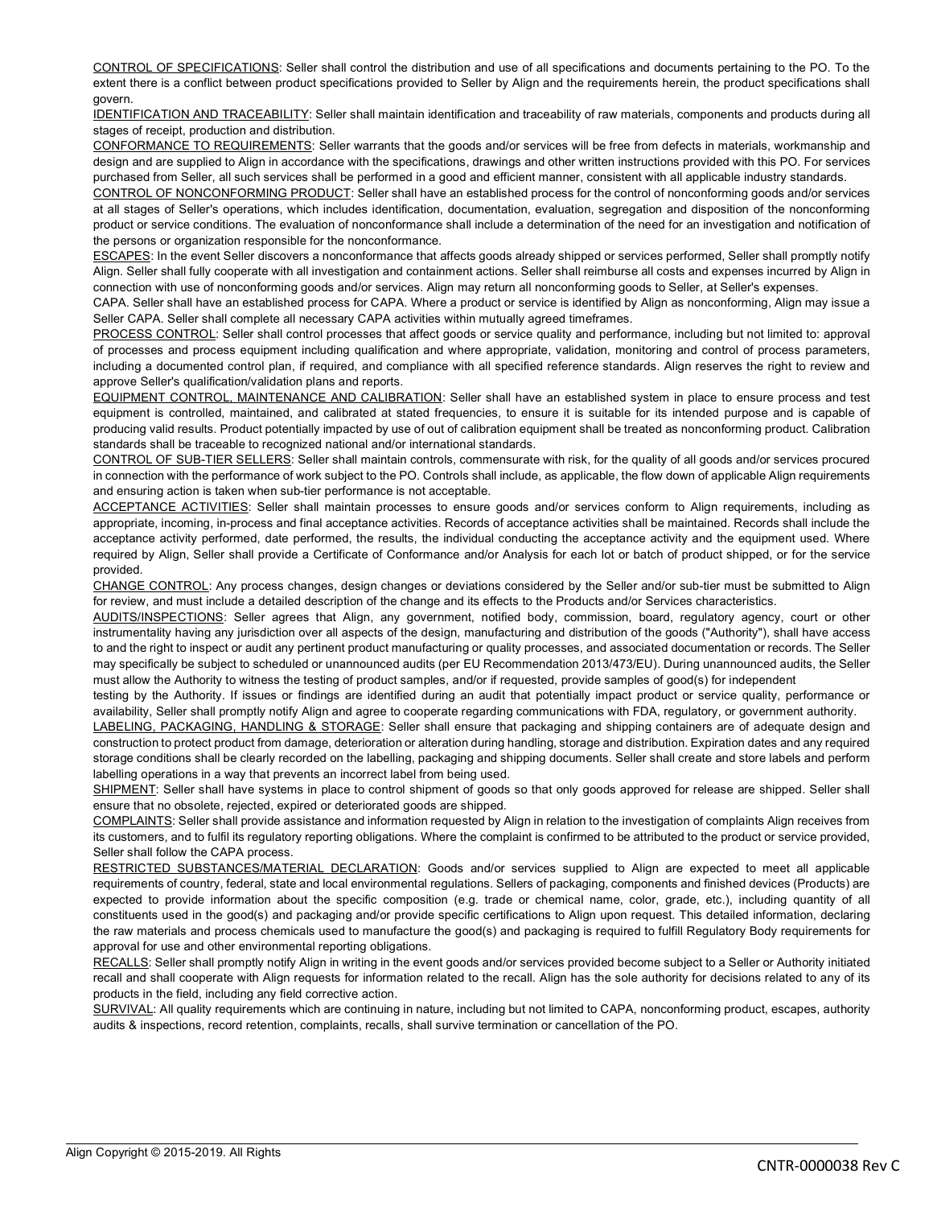CONTROL OF SPECIFICATIONS: Seller shall control the distribution and use of all specifications and documents pertaining to the PO. To the extent there is a conflict between product specifications provided to Seller by Align and the requirements herein, the product specifications shall govern.

IDENTIFICATION AND TRACEABILITY: Seller shall maintain identification and traceability of raw materials, components and products during all stages of receipt, production and distribution.

CONFORMANCE TO REQUIREMENTS: Seller warrants that the goods and/or services will be free from defects in materials, workmanship and design and are supplied to Align in accordance with the specifications, drawings and other written instructions provided with this PO. For services purchased from Seller, all such services shall be performed in a good and efficient manner, consistent with all applicable industry standards.

CONTROL OF NONCONFORMING PRODUCT: Seller shall have an established process for the control of nonconforming goods and/or services at all stages of Seller's operations, which includes identification, documentation, evaluation, segregation and disposition of the nonconforming product or service conditions. The evaluation of nonconformance shall include a determination of the need for an investigation and notification of the persons or organization responsible for the nonconformance.

ESCAPES: In the event Seller discovers a nonconformance that affects goods already shipped or services performed, Seller shall promptly notify Align. Seller shall fully cooperate with all investigation and containment actions. Seller shall reimburse all costs and expenses incurred by Align in connection with use of nonconforming goods and/or services. Align may return all nonconforming goods to Seller, at Seller's expenses.

CAPA. Seller shall have an established process for CAPA. Where a product or service is identified by Align as nonconforming, Align may issue a Seller CAPA. Seller shall complete all necessary CAPA activities within mutually agreed timeframes.

PROCESS CONTROL: Seller shall control processes that affect goods or service quality and performance, including but not limited to: approval of processes and process equipment including qualification and where appropriate, validation, monitoring and control of process parameters, including a documented control plan, if required, and compliance with all specified reference standards. Align reserves the right to review and approve Seller's qualification/validation plans and reports.

EQUIPMENT CONTROL, MAINTENANCE AND CALIBRATION: Seller shall have an established system in place to ensure process and test equipment is controlled, maintained, and calibrated at stated frequencies, to ensure it is suitable for its intended purpose and is capable of producing valid results. Product potentially impacted by use of out of calibration equipment shall be treated as nonconforming product. Calibration standards shall be traceable to recognized national and/or international standards.

CONTROL OF SUB-TIER SELLERS: Seller shall maintain controls, commensurate with risk, for the quality of all goods and/or services procured in connection with the performance of work subject to the PO. Controls shall include, as applicable, the flow down of applicable Align requirements and ensuring action is taken when sub-tier performance is not acceptable.

ACCEPTANCE ACTIVITIES: Seller shall maintain processes to ensure goods and/or services conform to Align requirements, including as appropriate, incoming, in-process and final acceptance activities. Records of acceptance activities shall be maintained. Records shall include the acceptance activity performed, date performed, the results, the individual conducting the acceptance activity and the equipment used. Where required by Align, Seller shall provide a Certificate of Conformance and/or Analysis for each lot or batch of product shipped, or for the service provided.

CHANGE CONTROL: Any process changes, design changes or deviations considered by the Seller and/or sub-tier must be submitted to Align for review, and must include a detailed description of the change and its effects to the Products and/or Services characteristics.

AUDITS/INSPECTIONS: Seller agrees that Align, any government, notified body, commission, board, regulatory agency, court or other instrumentality having any jurisdiction over all aspects of the design, manufacturing and distribution of the goods ("Authority"), shall have access to and the right to inspect or audit any pertinent product manufacturing or quality processes, and associated documentation or records. The Seller may specifically be subject to scheduled or unannounced audits (per EU Recommendation 2013/473/EU). During unannounced audits, the Seller must allow the Authority to witness the testing of product samples, and/or if requested, provide samples of good(s) for independent testing by the Authority. If issues or findings are identified during an audit that potentially impact product or service quality, performance or availability, Seller shall promptly notify Align and agree to cooperate regarding communications with FDA, regulatory, or government authority.

LABELING, PACKAGING, HANDLING & STORAGE: Seller shall ensure that packaging and shipping containers are of adequate design and construction to protect product from damage, deterioration or alteration during handling, storage and distribution. Expiration dates and any required storage conditions shall be clearly recorded on the labelling, packaging and shipping documents. Seller shall create and store labels and perform labelling operations in a way that prevents an incorrect label from being used.

SHIPMENT: Seller shall have systems in place to control shipment of goods so that only goods approved for release are shipped. Seller shall ensure that no obsolete, rejected, expired or deteriorated goods are shipped.

COMPLAINTS: Seller shall provide assistance and information requested by Align in relation to the investigation of complaints Align receives from its customers, and to fulfil its regulatory reporting obligations. Where the complaint is confirmed to be attributed to the product or service provided, Seller shall follow the CAPA process.

RESTRICTED SUBSTANCES/MATERIAL DECLARATION: Goods and/or services supplied to Align are expected to meet all applicable requirements of country, federal, state and local environmental regulations. Sellers of packaging, components and finished devices (Products) are expected to provide information about the specific composition (e.g. trade or chemical name, color, grade, etc.), including quantity of all constituents used in the good(s) and packaging and/or provide specific certifications to Align upon request. This detailed information, declaring the raw materials and process chemicals used to manufacture the good(s) and packaging is required to fulfill Regulatory Body requirements for approval for use and other environmental reporting obligations.

RECALLS: Seller shall promptly notify Align in writing in the event goods and/or services provided become subject to a Seller or Authority initiated recall and shall cooperate with Align requests for information related to the recall. Align has the sole authority for decisions related to any of its products in the field, including any field corrective action.

SURVIVAL: All quality requirements which are continuing in nature, including but not limited to CAPA, nonconforming product, escapes, authority audits & inspections, record retention, complaints, recalls, shall survive termination or cancellation of the PO.